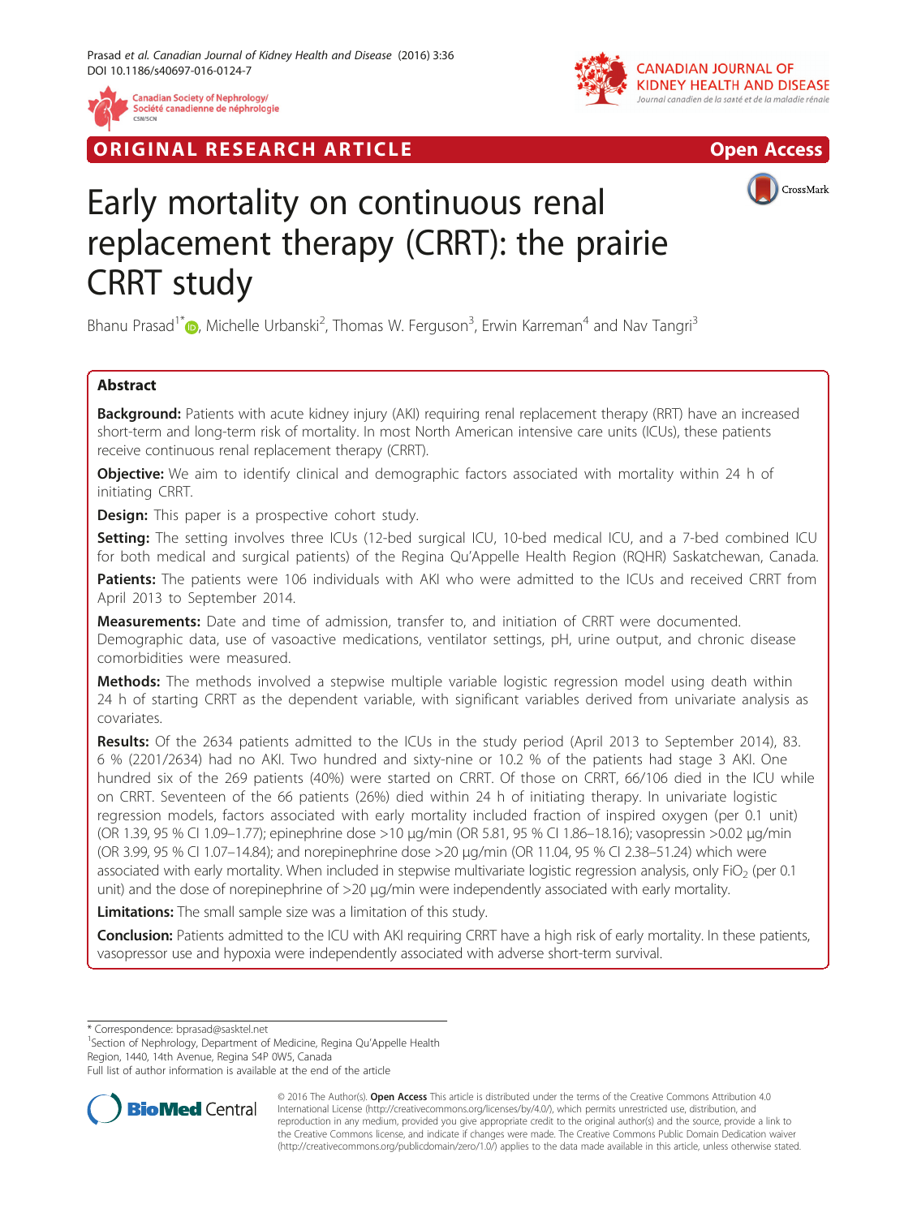ORIGINAL RESEARCH ARTICLE

Open Access

# Early mortality on continuous renal replacement therapy (CRRT): the prairie CRRT study

Bhanu Prasad[1*], Michelle Urbanski[2], Thomas W. Ferguson[3], Erwin Karreman[4] and Nav Tangri[3]

## Abstract

**Background:** Patients with acute kidney injury (AKI) requiring renal replacement therapy (RRT) have an increased short-term and long-term risk of mortality. In most North American intensive care units (ICUs), these patients receive continuous renal replacement therapy (CRRT).

**Objective:** We aim to identify clinical and demographic factors associated with mortality within 24 h of initiating CRRT.

**Design:** This paper is a prospective cohort study.

**Setting:** The setting involves three ICUs (12-bed surgical ICU, 10-bed medical ICU, and a 7-bed combined ICU for both medical and surgical patients) of the Regina Qu'Appelle Health Region (RQHR) Saskatchewan, Canada.

**Patients:** The patients were 106 individuals with AKI who were admitted to the ICUs and received CRRT from April 2013 to September 2014.

**Measurements:** Date and time of admission, transfer to, and initiation of CRRT were documented. Demographic data, use of vasoactive medications, ventilator settings, pH, urine output, and chronic disease comorbidities were measured.

**Methods:** The methods involved a stepwise multiple variable logistic regression model using death within 24 h of starting CRRT as the dependent variable, with significant variables derived from univariate analysis as covariates.

**Results:** Of the 2634 patients admitted to the ICUs in the study period (April 2013 to September 2014), 83.6 % (2201/2634) had no AKI. Two hundred and sixty-nine or 10.2 % of the patients had stage 3 AKI. One hundred six of the 269 patients (40%) were started on CRRT. Of those on CRRT, 66/106 died in the ICU while on CRRT. Seventeen of the 66 patients (26%) died within 24 h of initiating therapy. In univariate logistic regression models, factors associated with early mortality included fraction of inspired oxygen (per 0.1 unit) (OR 1.39, 95 % CI 1.09–1.77); epinephrine dose >10 μg/min (OR 5.81, 95 % CI 1.86–18.16); vasopressin >0.02 μg/min (OR 3.99, 95 % CI 1.07–14.84); and norepinephrine dose >20 μg/min (OR 11.04, 95 % CI 2.38–51.24) which were associated with early mortality. When included in stepwise multivariate logistic regression analysis, only $FiO_2$ (per 0.1 unit) and the dose of norepinephrine of >20 μg/min were independently associated with early mortality.

**Limitations:** The small sample size was a limitation of this study.

**Conclusion:** Patients admitted to the ICU with AKI requiring CRRT have a high risk of early mortality. In these patients, vasopressor use and hypoxia were independently associated with adverse short-term survival.

\* Correspondence: bprasad@sasktel.net

[1]Section of Nephrology, Department of Medicine, Regina Qu'Appelle Health Region, 1440, 14th Avenue, Regina S4P 0W5, Canada

Full list of author information is available at the end of the article

© 2016 The Author(s). **Open Access** This article is distributed under the terms of the Creative Commons Attribution 4.0 International License (http://creativecommons.org/licenses/by/4.0/), which permits unrestricted use, distribution, and reproduction in any medium, provided you give appropriate credit to the original author(s) and the source, provide a link to the Creative Commons license, and indicate if changes were made. The Creative Commons Public Domain Dedication waiver (http://creativecommons.org/publicdomain/zero/1.0/) applies to the data made available in this article, unless otherwise stated.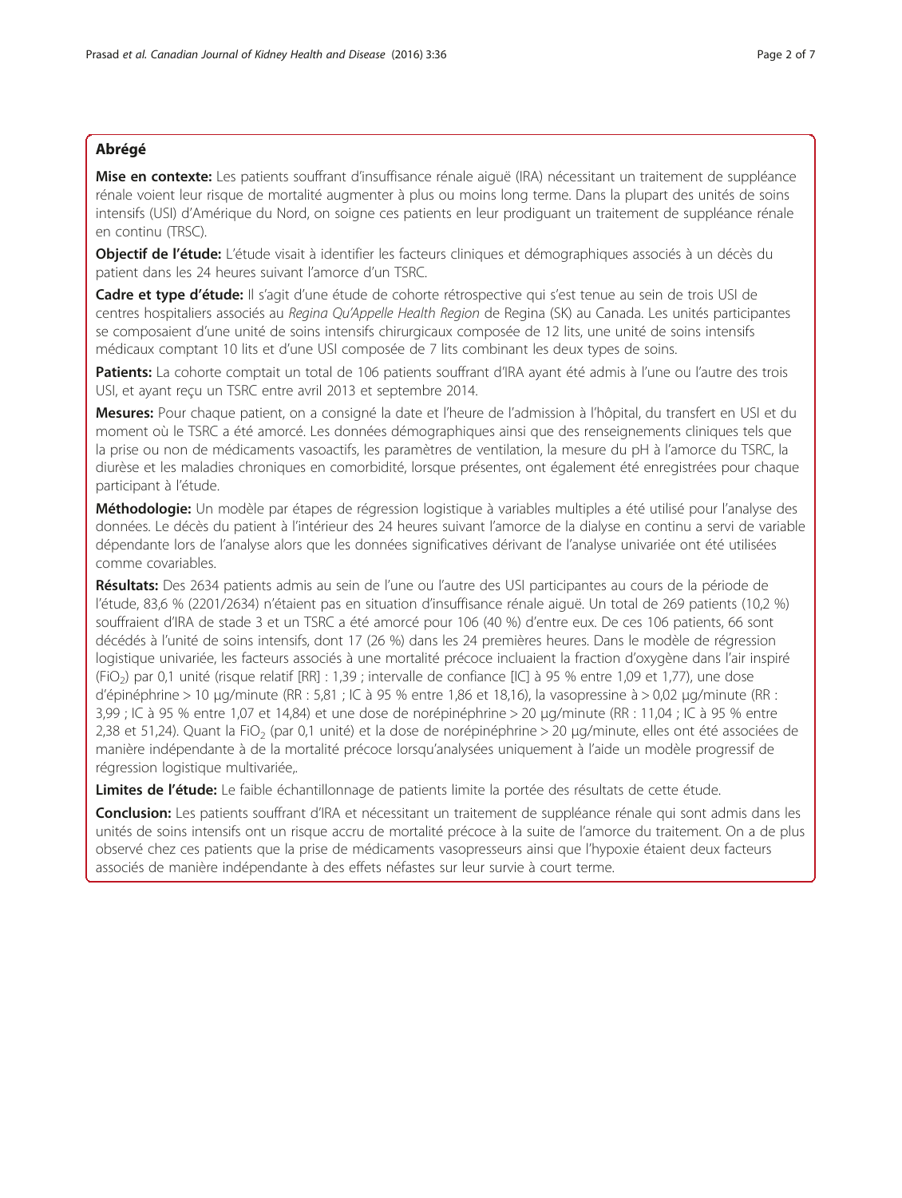## Abrégé

**Mise en contexte:** Les patients souffrant d'insuffisance rénale aiguë (IRA) nécessitant un traitement de suppléance rénale voient leur risque de mortalité augmenter à plus ou moins long terme. Dans la plupart des unités de soins intensifs (USI) d'Amérique du Nord, on soigne ces patients en leur prodiguant un traitement de suppléance rénale en continu (TRSC).

**Objectif de l'étude:** L'étude visait à identifier les facteurs cliniques et démographiques associés à un décès du patient dans les 24 heures suivant l'amorce d'un TSRC.

**Cadre et type d'étude:** Il s'agit d'une étude de cohorte rétrospective qui s'est tenue au sein de trois USI de centres hospitaliers associés au *Regina Qu'Appelle Health Region* de Regina (SK) au Canada. Les unités participantes se composaient d'une unité de soins intensifs chirurgicaux composée de 12 lits, une unité de soins intensifs médicaux comptant 10 lits et d'une USI composée de 7 lits combinant les deux types de soins.

**Patients:** La cohorte comptait un total de 106 patients souffrant d'IRA ayant été admis à l'une ou l'autre des trois USI, et ayant reçu un TSRC entre avril 2013 et septembre 2014.

**Mesures:** Pour chaque patient, on a consigné la date et l'heure de l'admission à l'hôpital, du transfert en USI et du moment où le TSRC a été amorcé. Les données démographiques ainsi que des renseignements cliniques tels que la prise ou non de médicaments vasoactifs, les paramètres de ventilation, la mesure du pH à l'amorce du TSRC, la diurèse et les maladies chroniques en comorbidité, lorsque présentes, ont également été enregistrées pour chaque participant à l'étude.

**Méthodologie:** Un modèle par étapes de régression logistique à variables multiples a été utilisé pour l'analyse des données. Le décès du patient à l'intérieur des 24 heures suivant l'amorce de la dialyse en continu a servi de variable dépendante lors de l'analyse alors que les données significatives dérivant de l'analyse univariée ont été utilisées comme covariables.

**Résultats:** Des 2634 patients admis au sein de l'une ou l'autre des USI participantes au cours de la période de l'étude, 83,6 % (2201/2634) n'étaient pas en situation d'insuffisance rénale aiguë. Un total de 269 patients (10,2 %) souffraient d'IRA de stade 3 et un TSRC a été amorcé pour 106 (40 %) d'entre eux. De ces 106 patients, 66 sont décédés à l'unité de soins intensifs, dont 17 (26 %) dans les 24 premières heures. Dans le modèle de régression logistique univariée, les facteurs associés à une mortalité précoce incluaient la fraction d'oxygène dans l'air inspiré ($FiO_2$) par 0,1 unité (risque relatif [RR] : 1,39 ; intervalle de confiance [IC] à 95 % entre 1,09 et 1,77), une dose d'épinéphrine > 10 µg/minute (RR : 5,81 ; IC à 95 % entre 1,86 et 18,16), la vasopressine à > 0,02 µg/minute (RR : 3,99 ; IC à 95 % entre 1,07 et 14,84) et une dose de norépinéphrine > 20 µg/minute (RR : 11,04 ; IC à 95 % entre 2,38 et 51,24). Quant la $FiO_2$ (par 0,1 unité) et la dose de norépinéphrine > 20 µg/minute, elles ont été associées de manière indépendante à de la mortalité précoce lorsqu'analysées uniquement à l'aide un modèle progressif de régression logistique multivariée,.

**Limites de l'étude:** Le faible échantillonnage de patients limite la portée des résultats de cette étude.

**Conclusion:** Les patients souffrant d'IRA et nécessitant un traitement de suppléance rénale qui sont admis dans les unités de soins intensifs ont un risque accru de mortalité précoce à la suite de l'amorce du traitement. On a de plus observé chez ces patients que la prise de médicaments vasopresseurs ainsi que l'hypoxie étaient deux facteurs associés de manière indépendante à des effets néfastes sur leur survie à court terme.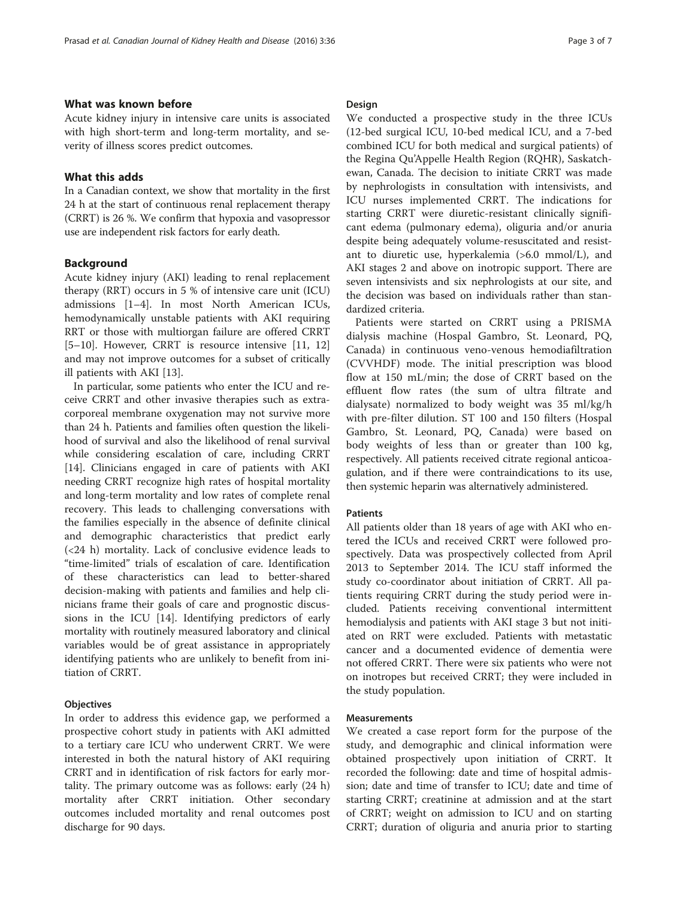## What was known before

Acute kidney injury in intensive care units is associated with high short-term and long-term mortality, and severity of illness scores predict outcomes.

## What this adds

In a Canadian context, we show that mortality in the first 24 h at the start of continuous renal replacement therapy (CRRT) is 26 %. We confirm that hypoxia and vasopressor use are independent risk factors for early death.

## Background

Acute kidney injury (AKI) leading to renal replacement therapy (RRT) occurs in 5 % of intensive care unit (ICU) admissions [1–4]. In most North American ICUs, hemodynamically unstable patients with AKI requiring RRT or those with multiorgan failure are offered CRRT [5–10]. However, CRRT is resource intensive [11, 12] and may not improve outcomes for a subset of critically ill patients with AKI [13].

In particular, some patients who enter the ICU and receive CRRT and other invasive therapies such as extracorporeal membrane oxygenation may not survive more than 24 h. Patients and families often question the likelihood of survival and also the likelihood of renal survival while considering escalation of care, including CRRT [14]. Clinicians engaged in care of patients with AKI needing CRRT recognize high rates of hospital mortality and long-term mortality and low rates of complete renal recovery. This leads to challenging conversations with the families especially in the absence of definite clinical and demographic characteristics that predict early (<24 h) mortality. Lack of conclusive evidence leads to "time-limited" trials of escalation of care. Identification of these characteristics can lead to better-shared decision-making with patients and families and help clinicians frame their goals of care and prognostic discussions in the ICU [14]. Identifying predictors of early mortality with routinely measured laboratory and clinical variables would be of great assistance in appropriately identifying patients who are unlikely to benefit from initiation of CRRT.

### Objectives

In order to address this evidence gap, we performed a prospective cohort study in patients with AKI admitted to a tertiary care ICU who underwent CRRT. We were interested in both the natural history of AKI requiring CRRT and in identification of risk factors for early mortality. The primary outcome was as follows: early (24 h) mortality after CRRT initiation. Other secondary outcomes included mortality and renal outcomes post discharge for 90 days.

### Design

We conducted a prospective study in the three ICUs (12-bed surgical ICU, 10-bed medical ICU, and a 7-bed combined ICU for both medical and surgical patients) of the Regina Qu'Appelle Health Region (RQHR), Saskatchewan, Canada. The decision to initiate CRRT was made by nephrologists in consultation with intensivists, and ICU nurses implemented CRRT. The indications for starting CRRT were diuretic-resistant clinically significant edema (pulmonary edema), oliguria and/or anuria despite being adequately volume-resuscitated and resistant to diuretic use, hyperkalemia (>6.0 mmol/L), and AKI stages 2 and above on inotropic support. There are seven intensivists and six nephrologists at our site, and the decision was based on individuals rather than standardized criteria.

Patients were started on CRRT using a PRISMA dialysis machine (Hospal Gambro, St. Leonard, PQ, Canada) in continuous veno-venous hemodiafiltration (CVVHDF) mode. The initial prescription was blood flow at 150 mL/min; the dose of CRRT based on the effluent flow rates (the sum of ultra filtrate and dialysate) normalized to body weight was 35 ml/kg/h with pre-filter dilution. ST 100 and 150 filters (Hospal Gambro, St. Leonard, PQ, Canada) were based on body weights of less than or greater than 100 kg, respectively. All patients received citrate regional anticoagulation, and if there were contraindications to its use, then systemic heparin was alternatively administered.

### Patients

All patients older than 18 years of age with AKI who entered the ICUs and received CRRT were followed prospectively. Data was prospectively collected from April 2013 to September 2014. The ICU staff informed the study co-coordinator about initiation of CRRT. All patients requiring CRRT during the study period were included. Patients receiving conventional intermittent hemodialysis and patients with AKI stage 3 but not initiated on RRT were excluded. Patients with metastatic cancer and a documented evidence of dementia were not offered CRRT. There were six patients who were not on inotropes but received CRRT; they were included in the study population.

### Measurements

We created a case report form for the purpose of the study, and demographic and clinical information were obtained prospectively upon initiation of CRRT. It recorded the following: date and time of hospital admission; date and time of transfer to ICU; date and time of starting CRRT; creatinine at admission and at the start of CRRT; weight on admission to ICU and on starting CRRT; duration of oliguria and anuria prior to starting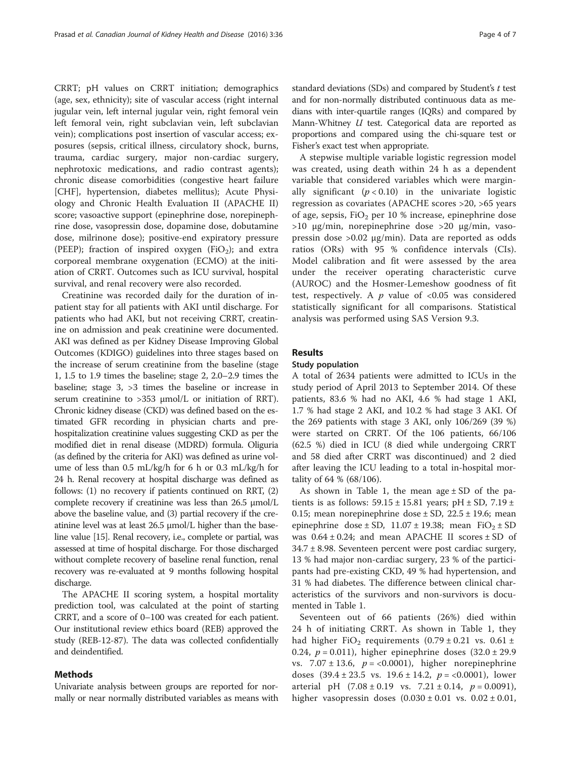CRRT; pH values on CRRT initiation; demographics (age, sex, ethnicity); site of vascular access (right internal jugular vein, left internal jugular vein, right femoral vein left femoral vein, right subclavian vein, left subclavian vein); complications post insertion of vascular access; exposures (sepsis, critical illness, circulatory shock, burns, trauma, cardiac surgery, major non-cardiac surgery, nephrotoxic medications, and radio contrast agents); chronic disease comorbidities (congestive heart failure [CHF], hypertension, diabetes mellitus); Acute Physiology and Chronic Health Evaluation II (APACHE II) score; vasoactive support (epinephrine dose, norepinephrine dose, vasopressin dose, dopamine dose, dobutamine dose, milrinone dose); positive-end expiratory pressure (PEEP); fraction of inspired oxygen ($FiO_2$); and extra corporeal membrane oxygenation (ECMO) at the initiation of CRRT. Outcomes such as ICU survival, hospital survival, and renal recovery were also recorded.

Creatinine was recorded daily for the duration of inpatient stay for all patients with AKI until discharge. For patients who had AKI, but not receiving CRRT, creatinine on admission and peak creatinine were documented. AKI was defined as per Kidney Disease Improving Global Outcomes (KDIGO) guidelines into three stages based on the increase of serum creatinine from the baseline (stage 1, 1.5 to 1.9 times the baseline; stage 2, 2.0–2.9 times the baseline; stage 3, >3 times the baseline or increase in serum creatinine to >353 μmol/L or initiation of RRT). Chronic kidney disease (CKD) was defined based on the estimated GFR recording in physician charts and pre-hospitalization creatinine values suggesting CKD as per the modified diet in renal disease (MDRD) formula. Oliguria (as defined by the criteria for AKI) was defined as urine volume of less than 0.5 mL/kg/h for 6 h or 0.3 mL/kg/h for 24 h. Renal recovery at hospital discharge was defined as follows: (1) no recovery if patients continued on RRT, (2) complete recovery if creatinine was less than 26.5 μmol/L above the baseline value, and (3) partial recovery if the creatinine level was at least 26.5 μmol/L higher than the baseline value [15]. Renal recovery, i.e., complete or partial, was assessed at time of hospital discharge. For those discharged without complete recovery of baseline renal function, renal recovery was re-evaluated at 9 months following hospital discharge.

The APACHE II scoring system, a hospital mortality prediction tool, was calculated at the point of starting CRRT, and a score of 0–100 was created for each patient. Our institutional review ethics board (REB) approved the study (REB-12-87). The data was collected confidentially and deindentified.

## Methods

Univariate analysis between groups are reported for normally or near normally distributed variables as means with standard deviations (SDs) and compared by Student's *t* test and for non-normally distributed continuous data as medians with inter-quartile ranges (IQRs) and compared by Mann-Whitney *U* test. Categorical data are reported as proportions and compared using the chi-square test or Fisher's exact test when appropriate.

A stepwise multiple variable logistic regression model was created, using death within 24 h as a dependent variable that considered variables which were marginally significant ($p < 0.10$) in the univariate logistic regression as covariates (APACHE scores >20, >65 years of age, sepsis, $FiO_2$ per 10 % increase, epinephrine dose >10 μg/min, norepinephrine dose >20 μg/min, vasopressin dose >0.02 μg/min). Data are reported as odds ratios (ORs) with 95 % confidence intervals (CIs). Model calibration and fit were assessed by the area under the receiver operating characteristic curve (AUROC) and the Hosmer-Lemeshow goodness of fit test, respectively. A $p$ value of <0.05 was considered statistically significant for all comparisons. Statistical analysis was performed using SAS Version 9.3.

## Results

### Study population

A total of 2634 patients were admitted to ICUs in the study period of April 2013 to September 2014. Of these patients, 83.6 % had no AKI, 4.6 % had stage 1 AKI, 1.7 % had stage 2 AKI, and 10.2 % had stage 3 AKI. Of the 269 patients with stage 3 AKI, only 106/269 (39 %) were started on CRRT. Of the 106 patients, 66/106 (62.5 %) died in ICU (8 died while undergoing CRRT and 58 died after CRRT was discontinued) and 2 died after leaving the ICU leading to a total in-hospital mortality of 64 % (68/106).

As shown in Table 1, the mean age ± SD of the patients is as follows: 59.15 ± 15.81 years; pH ± SD, 7.19 ± 0.15; mean norepinephrine dose ± SD, 22.5 ± 19.6; mean epinephrine dose ± SD, 11.07 ± 19.38; mean $FiO_2$ ± SD was 0.64 ± 0.24; and mean APACHE II scores ± SD of 34.7 ± 8.98. Seventeen percent were post cardiac surgery, 13 % had major non-cardiac surgery, 23 % of the participants had pre-existing CKD, 49 % had hypertension, and 31 % had diabetes. The difference between clinical characteristics of the survivors and non-survivors is documented in Table 1.

Seventeen out of 66 patients (26%) died within 24 h of initiating CRRT. As shown in Table 1, they had higher $FiO_2$ requirements (0.79 ± 0.21 vs. 0.61 ± 0.24, $p = 0.011$), higher epinephrine doses (32.0 ± 29.9 vs. 7.07 ± 13.6, $p = <0.0001$), higher norepinephrine doses (39.4 ± 23.5 vs. 19.6 ± 14.2, $p = <0.0001$), lower arterial pH (7.08 ± 0.19 vs. 7.21 ± 0.14, $p = 0.0091$), higher vasopressin doses (0.030 ± 0.01 vs. 0.02 ± 0.01,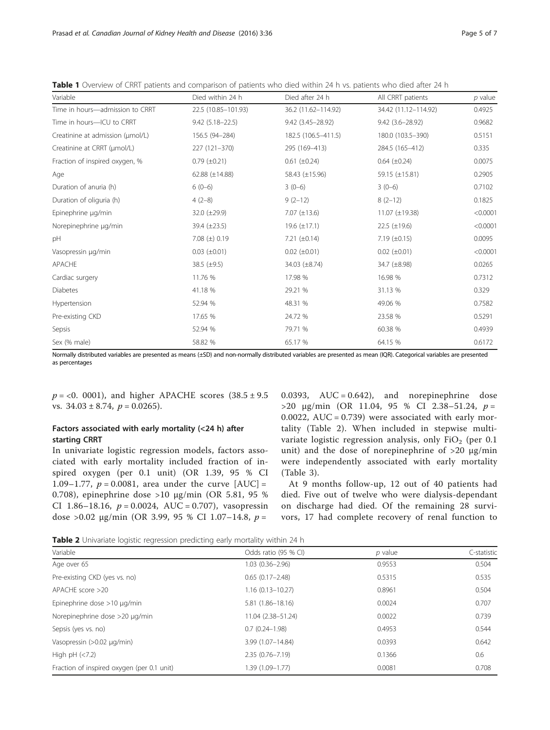**Table 1** Overview of CRRT patients and comparison of patients who died within 24 h vs. patients who died after 24 h

| Variable | Died within 24 h | Died after 24 h | All CRRT patients | $p$ value |
|---|---|---|---|---|
| Time in hours—admission to CRRT | 22.5 (10.85–101.93) | 36.2 (11.62–114.92) | 34.42 (11.12–114.92) | 0.4925 |
| Time in hours—ICU to CRRT | 9.42 (5.18–22.5) | 9.42 (3.45–28.92) | 9.42 (3.6–28.92) | 0.9682 |
| Creatinine at admission (μmol/L) | 156.5 (94–284) | 182.5 (106.5–411.5) | 180.0 (103.5–390) | 0.5151 |
| Creatinine at CRRT (μmol/L) | 227 (121–370) | 295 (169–413) | 284.5 (165–412) | 0.335 |
| Fraction of inspired oxygen, % | 0.79 (±0.21) | 0.61 (±0.24) | 0.64 (±0.24) | 0.0075 |
| Age | 62.88 (±14.88) | 58.43 (±15.96) | 59.15 (±15.81) | 0.2905 |
| Duration of anuria (h) | 6 (0–6) | 3 (0–6) | 3 (0–6) | 0.7102 |
| Duration of oliguria (h) | 4 (2–8) | 9 (2–12) | 8 (2–12) | 0.1825 |
| Epinephrine μg/min | 32.0 (±29.9) | 7.07 (±13.6) | 11.07 (±19.38) | <0.0001 |
| Norepinephrine μg/min | 39.4 (±23.5) | 19.6 (±17.1) | 22.5 (±19.6) | <0.0001 |
| pH | 7.08 (±) 0.19 | 7.21 (±0.14) | 7.19 (±0.15) | 0.0095 |
| Vasopressin μg/min | 0.03 (±0.01) | 0.02 (±0.01) | 0.02 (±0.01) | <0.0001 |
| APACHE | 38.5 (±9.5) | 34.03 (±8.74) | 34.7 (±8.98) | 0.0265 |
| Cardiac surgery | 11.76 % | 17.98 % | 16.98 % | 0.7312 |
| Diabetes | 41.18 % | 29.21 % | 31.13 % | 0.329 |
| Hypertension | 52.94 % | 48.31 % | 49.06 % | 0.7582 |
| Pre-existing CKD | 17.65 % | 24.72 % | 23.58 % | 0.5291 |
| Sepsis | 52.94 % | 79.71 % | 60.38 % | 0.4939 |
| Sex (% male) | 58.82 % | 65.17 % | 64.15 % | 0.6172 |

Normally distributed variables are presented as means (±SD) and non-normally distributed variables are presented as mean (IQR). Categorical variables are presented as percentages

$p$ = <0. 0001), and higher APACHE scores (38.5 ± 9.5 vs. 34.03 ± 8.74, $p$ = 0.0265).

### Factors associated with early mortality (<24 h) after starting CRRT

In univariate logistic regression models, factors associated with early mortality included fraction of inspired oxygen (per 0.1 unit) (OR 1.39, 95 % CI 1.09–1.77, $p$ = 0.0081, area under the curve [AUC] = 0.708), epinephrine dose >10 μg/min (OR 5.81, 95 % CI 1.86–18.16, $p$ = 0.0024, AUC = 0.707), vasopressin dose >0.02 μg/min (OR 3.99, 95 % CI 1.07–14.8, $p$ = 0.0393, AUC = 0.642), and norepinephrine dose >20 μg/min (OR 11.04, 95 % CI 2.38–51.24, $p$ = 0.0022, AUC = 0.739) were associated with early mortality (Table 2). When included in stepwise multivariate logistic regression analysis, only $FiO_2$ (per 0.1 unit) and the dose of norepinephrine of >20 μg/min were independently associated with early mortality (Table 3).

At 9 months follow-up, 12 out of 40 patients had died. Five out of twelve who were dialysis-dependant on discharge had died. Of the remaining 28 survivors, 17 had complete recovery of renal function to

**Table 2** Univariate logistic regression predicting early mortality within 24 h

| Variable | Odds ratio (95 % CI) | $p$ value | C-statistic |
|---|---|---|---|
| Age over 65 | 1.03 (0.36–2.96) | 0.9553 | 0.504 |
| Pre-existing CKD (yes vs. no) | 0.65 (0.17–2.48) | 0.5315 | 0.535 |
| APACHE score >20 | 1.16 (0.13–10.27) | 0.8961 | 0.504 |
| Epinephrine dose >10 μg/min | 5.81 (1.86–18.16) | 0.0024 | 0.707 |
| Norepinephrine dose >20 μg/min | 11.04 (2.38–51.24) | 0.0022 | 0.739 |
| Sepsis (yes vs. no) | 0.7 (0.24–1.98) | 0.4953 | 0.544 |
| Vasopressin (>0.02 μg/min) | 3.99 (1.07–14.84) | 0.0393 | 0.642 |
| High pH (<7.2) | 2.35 (0.76–7.19) | 0.1366 | 0.6 |
| Fraction of inspired oxygen (per 0.1 unit) | 1.39 (1.09–1.77) | 0.0081 | 0.708 |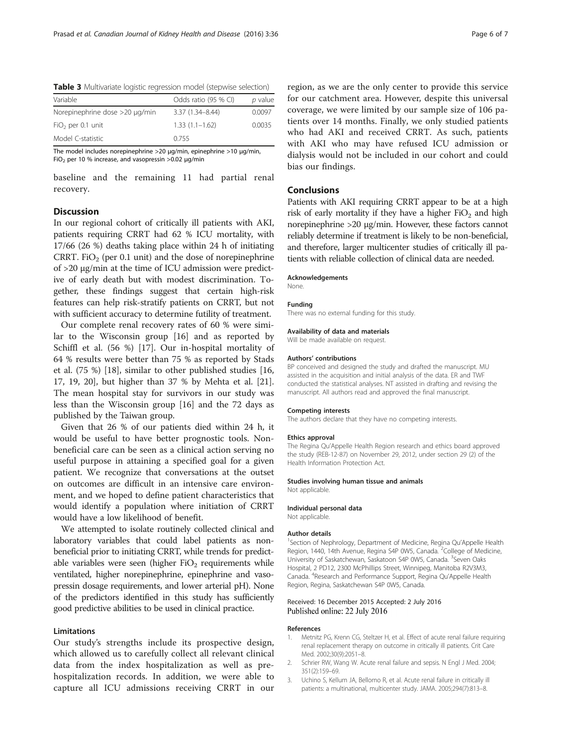**Table 3** Multivariate logistic regression model (stepwise selection)

| Variable | Odds ratio (95 % CI) | *p* value |
| --- | --- | --- |
| Norepinephrine dose >20 μg/min | 3.37 (1.34–8.44) | 0.0097 |
| $FiO_2$ per 0.1 unit | 1.33 (1.1–1.62) | 0.0035 |
| Model C-statistic | 0.755 | |

The model includes norepinephrine >20 μg/min, epinephrine >10 μg/min, $FiO_2$ per 10 % increase, and vasopressin >0.02 μg/min

baseline and the remaining 11 had partial renal recovery.

## Discussion

In our regional cohort of critically ill patients with AKI, patients requiring CRRT had 62 % ICU mortality, with 17/66 (26 %) deaths taking place within 24 h of initiating CRRT. $FiO_2$ (per 0.1 unit) and the dose of norepinephrine of >20 μg/min at the time of ICU admission were predictive of early death but with modest discrimination. Together, these findings suggest that certain high-risk features can help risk-stratify patients on CRRT, but not with sufficient accuracy to determine futility of treatment.

Our complete renal recovery rates of 60 % were similar to the Wisconsin group [16] and as reported by Schiffl et al. (56 %) [17]. Our in-hospital mortality of 64 % results were better than 75 % as reported by Stads et al. (75 %) [18], similar to other published studies [16, 17, 19, 20], but higher than 37 % by Mehta et al. [21]. The mean hospital stay for survivors in our study was less than the Wisconsin group [16] and the 72 days as published by the Taiwan group.

Given that 26 % of our patients died within 24 h, it would be useful to have better prognostic tools. Non-beneficial care can be seen as a clinical action serving no useful purpose in attaining a specified goal for a given patient. We recognize that conversations at the outset on outcomes are difficult in an intensive care environment, and we hoped to define patient characteristics that would identify a population where initiation of CRRT would have a low likelihood of benefit.

We attempted to isolate routinely collected clinical and laboratory variables that could label patients as non-beneficial prior to initiating CRRT, while trends for predictable variables were seen (higher $FiO_2$ requirements while ventilated, higher norepinephrine, epinephrine and vasopressin dosage requirements, and lower arterial pH). None of the predictors identified in this study has sufficiently good predictive abilities to be used in clinical practice.

### Limitations

Our study's strengths include its prospective design, which allowed us to carefully collect all relevant clinical data from the index hospitalization as well as pre-hospitalization records. In addition, we were able to capture all ICU admissions receiving CRRT in our region, as we are the only center to provide this service for our catchment area. However, despite this universal coverage, we were limited by our sample size of 106 patients over 14 months. Finally, we only studied patients who had AKI and received CRRT. As such, patients with AKI who may have refused ICU admission or dialysis would not be included in our cohort and could bias our findings.

## Conclusions

Patients with AKI requiring CRRT appear to be at a high risk of early mortality if they have a higher $FiO_2$ and high norepinephrine >20 μg/min. However, these factors cannot reliably determine if treatment is likely to be non-beneficial, and therefore, larger multicenter studies of critically ill patients with reliable collection of clinical data are needed.

#### Acknowledgements

None.

#### Funding

There was no external funding for this study.

#### Availability of data and materials

Will be made available on request.

#### Authors' contributions

BP conceived and designed the study and drafted the manuscript. MU assisted in the acquisition and initial analysis of the data. ER and TWF conducted the statistical analyses. NT assisted in drafting and revising the manuscript. All authors read and approved the final manuscript.

#### Competing interests

The authors declare that they have no competing interests.

#### Ethics approval

The Regina Qu'Appelle Health Region research and ethics board approved the study (REB-12-87) on November 29, 2012, under section 29 (2) of the Health Information Protection Act.

#### Studies involving human tissue and animals

Not applicable.

#### Individual personal data

Not applicable.

#### Author details

[1]Section of Nephrology, Department of Medicine, Regina Qu'Appelle Health Region, 1440, 14th Avenue, Regina S4P 0W5, Canada. [2]College of Medicine, University of Saskatchewan, Saskatoon S4P 0W5, Canada. [3]Seven Oaks Hospital, 2 PD12, 2300 McPhillips Street, Winnipeg, Manitoba R2V3M3, Canada. [4]Research and Performance Support, Regina Qu'Appelle Health Region, Regina, Saskatchewan S4P 0W5, Canada.

Received: 16 December 2015 Accepted: 2 July 2016
Published online: 22 July 2016

#### References

1. Metnitz PG, Krenn CG, Steltzer H, et al. Effect of acute renal failure requiring renal replacement therapy on outcome in critically ill patients. Crit Care Med. 2002;30(9):2051–8.
2. Schrier RW, Wang W. Acute renal failure and sepsis. N Engl J Med. 2004; 351(2):159–69.
3. Uchino S, Kellum JA, Bellomo R, et al. Acute renal failure in critically ill patients: a multinational, multicenter study. JAMA. 2005;294(7):813–8.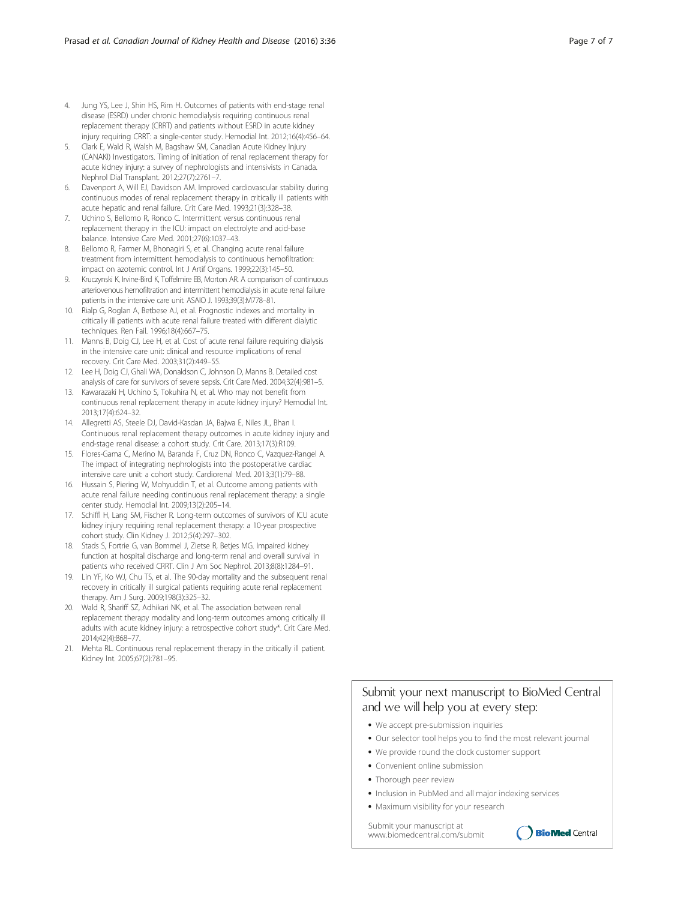4. Jung YS, Lee J, Shin HS, Rim H. Outcomes of patients with end-stage renal disease (ESRD) under chronic hemodialysis requiring continuous renal replacement therapy (CRRT) and patients without ESRD in acute kidney injury requiring CRRT: a single-center study. Hemodial Int. 2012;16(4):456–64.
5. Clark E, Wald R, Walsh M, Bagshaw SM, Canadian Acute Kidney Injury (CANAKI) Investigators. Timing of initiation of renal replacement therapy for acute kidney injury: a survey of nephrologists and intensivists in Canada. Nephrol Dial Transplant. 2012;27(7):2761–7.
6. Davenport A, Will EJ, Davidson AM. Improved cardiovascular stability during continuous modes of renal replacement therapy in critically ill patients with acute hepatic and renal failure. Crit Care Med. 1993;21(3):328–38.
7. Uchino S, Bellomo R, Ronco C. Intermittent versus continuous renal replacement therapy in the ICU: impact on electrolyte and acid-base balance. Intensive Care Med. 2001;27(6):1037–43.
8. Bellomo R, Farmer M, Bhonagiri S, et al. Changing acute renal failure treatment from intermittent hemodialysis to continuous hemofiltration: impact on azotemic control. Int J Artif Organs. 1999;22(3):145–50.
9. Kruczynski K, Irvine-Bird K, Toffelmire EB, Morton AR. A comparison of continuous arteriovenous hemofiltration and intermittent hemodialysis in acute renal failure patients in the intensive care unit. ASAIO J. 1993;39(3):M778–81.
10. Rialp G, Roglan A, Betbese AJ, et al. Prognostic indexes and mortality in critically ill patients with acute renal failure treated with different dialytic techniques. Ren Fail. 1996;18(4):667–75.
11. Manns B, Doig CJ, Lee H, et al. Cost of acute renal failure requiring dialysis in the intensive care unit: clinical and resource implications of renal recovery. Crit Care Med. 2003;31(2):449–55.
12. Lee H, Doig CJ, Ghali WA, Donaldson C, Johnson D, Manns B. Detailed cost analysis of care for survivors of severe sepsis. Crit Care Med. 2004;32(4):981–5.
13. Kawarazaki H, Uchino S, Tokuhira N, et al. Who may not benefit from continuous renal replacement therapy in acute kidney injury? Hemodial Int. 2013;17(4):624–32.
14. Allegretti AS, Steele DJ, David-Kasdan JA, Bajwa E, Niles JL, Bhan I. Continuous renal replacement therapy outcomes in acute kidney injury and end-stage renal disease: a cohort study. Crit Care. 2013;17(3):R109.
15. Flores-Gama C, Merino M, Baranda F, Cruz DN, Ronco C, Vazquez-Rangel A. The impact of integrating nephrologists into the postoperative cardiac intensive care unit: a cohort study. Cardiorenal Med. 2013;3(1):79–88.
16. Hussain S, Piering W, Mohyuddin T, et al. Outcome among patients with acute renal failure needing continuous renal replacement therapy: a single center study. Hemodial Int. 2009;13(2):205–14.
17. Schiffl H, Lang SM, Fischer R. Long-term outcomes of survivors of ICU acute kidney injury requiring renal replacement therapy: a 10-year prospective cohort study. Clin Kidney J. 2012;5(4):297–302.
18. Stads S, Fortrie G, van Bommel J, Zietse R, Betjes MG. Impaired kidney function at hospital discharge and long-term renal and overall survival in patients who received CRRT. Clin J Am Soc Nephrol. 2013;8(8):1284–91.
19. Lin YF, Ko WJ, Chu TS, et al. The 90-day mortality and the subsequent renal recovery in critically ill surgical patients requiring acute renal replacement therapy. Am J Surg. 2009;198(3):325–32.
20. Wald R, Shariff SZ, Adhikari NK, et al. The association between renal replacement therapy modality and long-term outcomes among critically ill adults with acute kidney injury: a retrospective cohort study*. Crit Care Med. 2014;42(4):868–77.
21. Mehta RL. Continuous renal replacement therapy in the critically ill patient. Kidney Int. 2005;67(2):781–95.

Submit your next manuscript to BioMed Central and we will help you at every step:

- We accept pre-submission inquiries
- Our selector tool helps you to find the most relevant journal
- We provide round the clock customer support
- Convenient online submission
- Thorough peer review
- Inclusion in PubMed and all major indexing services
- Maximum visibility for your research

Submit your manuscript at
www.biomedcentral.com/submit

BioMed Central